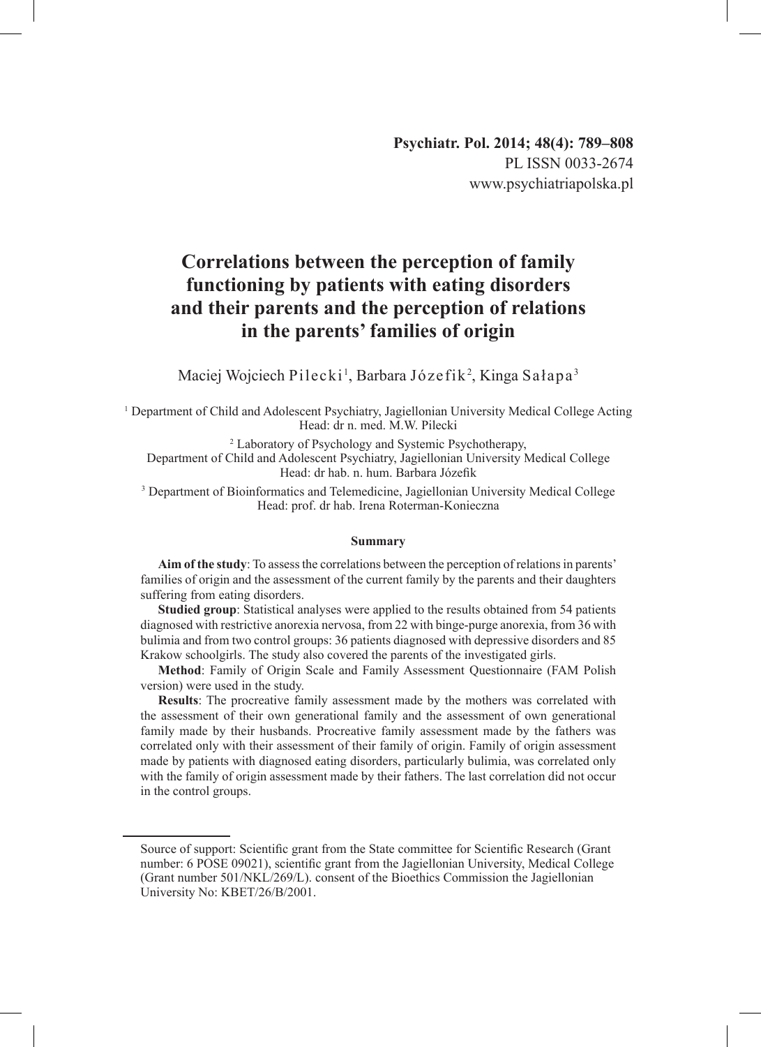Psychiatr. Pol. 2014; 48(4): 789–808
PL ISSN 0033-2674
www.psychiatriapolska.pl

# Correlations between the perception of family functioning by patients with eating disorders and their parents and the perception of relations in the parents' families of origin

Maciej Wojciech Pilecki[1], Barbara Józefik[2], Kinga Sałapa[3]

[1] Department of Child and Adolescent Psychiatry, Jagiellonian University Medical College Acting Head: dr n. med. M.W. Pilecki

[2] Laboratory of Psychology and Systemic Psychotherapy, Department of Child and Adolescent Psychiatry, Jagiellonian University Medical College Head: dr hab. n. hum. Barbara Józefik

[3] Department of Bioinformatics and Telemedicine, Jagiellonian University Medical College Head: prof. dr hab. Irena Roterman-Konieczna

### Summary

**Aim of the study**: To assess the correlations between the perception of relations in parents' families of origin and the assessment of the current family by the parents and their daughters suffering from eating disorders.

**Studied group**: Statistical analyses were applied to the results obtained from 54 patients diagnosed with restrictive anorexia nervosa, from 22 with binge-purge anorexia, from 36 with bulimia and from two control groups: 36 patients diagnosed with depressive disorders and 85 Krakow schoolgirls. The study also covered the parents of the investigated girls.

**Method**: Family of Origin Scale and Family Assessment Questionnaire (FAM Polish version) were used in the study.

**Results**: The procreative family assessment made by the mothers was correlated with the assessment of their own generational family and the assessment of own generational family made by their husbands. Procreative family assessment made by the fathers was correlated only with their assessment of their family of origin. Family of origin assessment made by patients with diagnosed eating disorders, particularly bulimia, was correlated only with the family of origin assessment made by their fathers. The last correlation did not occur in the control groups.

---

Source of support: Scientific grant from the State committee for Scientific Research (Grant number: 6 POSE 09021), scientific grant from the Jagiellonian University, Medical College (Grant number 501/NKL/269/L). consent of the Bioethics Commission the Jagiellonian University No: KBET/26/B/2001.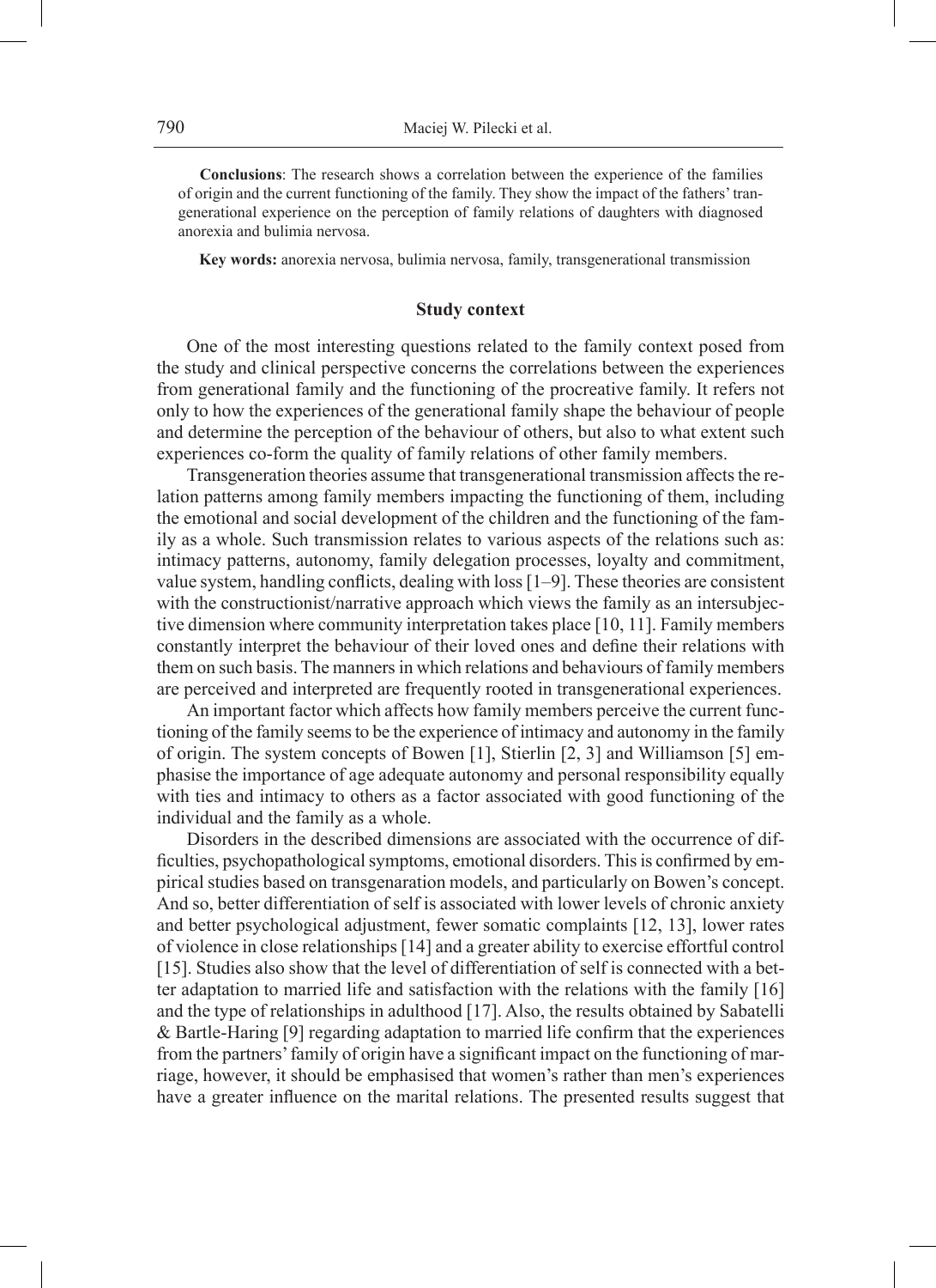**Conclusions**: The research shows a correlation between the experience of the families of origin and the current functioning of the family. They show the impact of the fathers' trangenerational experience on the perception of family relations of daughters with diagnosed anorexia and bulimia nervosa.

**Key words:** anorexia nervosa, bulimia nervosa, family, transgenerational transmission

## Study context

One of the most interesting questions related to the family context posed from the study and clinical perspective concerns the correlations between the experiences from generational family and the functioning of the procreative family. It refers not only to how the experiences of the generational family shape the behaviour of people and determine the perception of the behaviour of others, but also to what extent such experiences co-form the quality of family relations of other family members.

Transgeneration theories assume that transgenerational transmission affects the relation patterns among family members impacting the functioning of them, including the emotional and social development of the children and the functioning of the family as a whole. Such transmission relates to various aspects of the relations such as: intimacy patterns, autonomy, family delegation processes, loyalty and commitment, value system, handling conflicts, dealing with loss [1–9]. These theories are consistent with the constructionist/narrative approach which views the family as an intersubjective dimension where community interpretation takes place [10, 11]. Family members constantly interpret the behaviour of their loved ones and define their relations with them on such basis. The manners in which relations and behaviours of family members are perceived and interpreted are frequently rooted in transgenerational experiences.

An important factor which affects how family members perceive the current functioning of the family seems to be the experience of intimacy and autonomy in the family of origin. The system concepts of Bowen [1], Stierlin [2, 3] and Williamson [5] emphasise the importance of age adequate autonomy and personal responsibility equally with ties and intimacy to others as a factor associated with good functioning of the individual and the family as a whole.

Disorders in the described dimensions are associated with the occurrence of difficulties, psychopathological symptoms, emotional disorders. This is confirmed by empirical studies based on transgenaration models, and particularly on Bowen's concept. And so, better differentiation of self is associated with lower levels of chronic anxiety and better psychological adjustment, fewer somatic complaints [12, 13], lower rates of violence in close relationships [14] and a greater ability to exercise effortful control [15]. Studies also show that the level of differentiation of self is connected with a better adaptation to married life and satisfaction with the relations with the family [16] and the type of relationships in adulthood [17]. Also, the results obtained by Sabatelli & Bartle-Haring [9] regarding adaptation to married life confirm that the experiences from the partners' family of origin have a significant impact on the functioning of marriage, however, it should be emphasised that women's rather than men's experiences have a greater influence on the marital relations. The presented results suggest that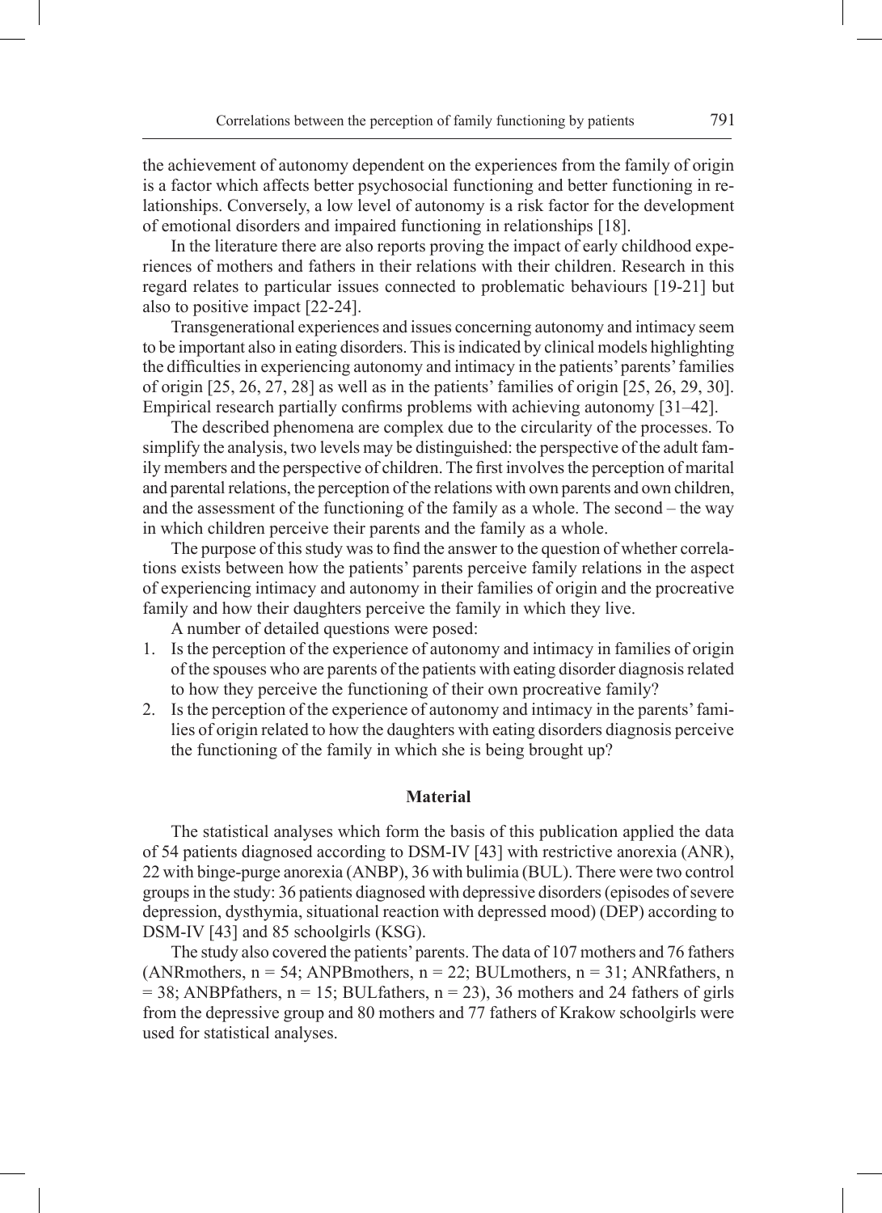the achievement of autonomy dependent on the experiences from the family of origin is a factor which affects better psychosocial functioning and better functioning in relationships. Conversely, a low level of autonomy is a risk factor for the development of emotional disorders and impaired functioning in relationships [18].

In the literature there are also reports proving the impact of early childhood experiences of mothers and fathers in their relations with their children. Research in this regard relates to particular issues connected to problematic behaviours [19-21] but also to positive impact [22-24].

Transgenerational experiences and issues concerning autonomy and intimacy seem to be important also in eating disorders. This is indicated by clinical models highlighting the difficulties in experiencing autonomy and intimacy in the patients' parents' families of origin [25, 26, 27, 28] as well as in the patients' families of origin [25, 26, 29, 30]. Empirical research partially confirms problems with achieving autonomy [31–42].

The described phenomena are complex due to the circularity of the processes. To simplify the analysis, two levels may be distinguished: the perspective of the adult family members and the perspective of children. The first involves the perception of marital and parental relations, the perception of the relations with own parents and own children, and the assessment of the functioning of the family as a whole. The second – the way in which children perceive their parents and the family as a whole.

The purpose of this study was to find the answer to the question of whether correlations exists between how the patients' parents perceive family relations in the aspect of experiencing intimacy and autonomy in their families of origin and the procreative family and how their daughters perceive the family in which they live.

A number of detailed questions were posed:

1. Is the perception of the experience of autonomy and intimacy in families of origin of the spouses who are parents of the patients with eating disorder diagnosis related to how they perceive the functioning of their own procreative family?
2. Is the perception of the experience of autonomy and intimacy in the parents' families of origin related to how the daughters with eating disorders diagnosis perceive the functioning of the family in which she is being brought up?

## Material

The statistical analyses which form the basis of this publication applied the data of 54 patients diagnosed according to DSM-IV [43] with restrictive anorexia (ANR), 22 with binge-purge anorexia (ANBP), 36 with bulimia (BUL). There were two control groups in the study: 36 patients diagnosed with depressive disorders (episodes of severe depression, dysthymia, situational reaction with depressed mood) (DEP) according to DSM-IV [43] and 85 schoolgirls (KSG).

The study also covered the patients' parents. The data of 107 mothers and 76 fathers (ANRmothers, n = 54; ANPBmothers, n = 22; BULmothers, n = 31; ANRfathers, n = 38; ANBPfathers, n = 15; BULfathers, n = 23), 36 mothers and 24 fathers of girls from the depressive group and 80 mothers and 77 fathers of Krakow schoolgirls were used for statistical analyses.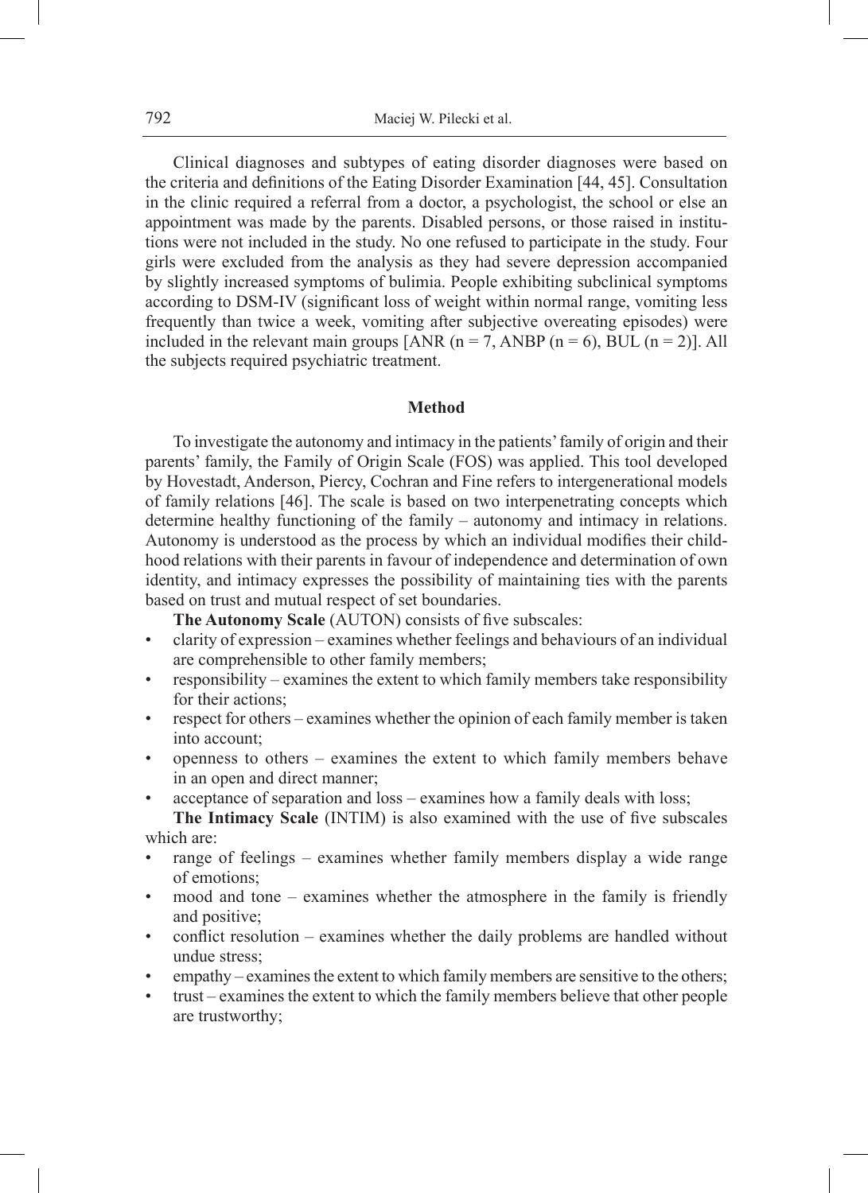Clinical diagnoses and subtypes of eating disorder diagnoses were based on the criteria and definitions of the Eating Disorder Examination [44, 45]. Consultation in the clinic required a referral from a doctor, a psychologist, the school or else an appointment was made by the parents. Disabled persons, or those raised in institutions were not included in the study. No one refused to participate in the study. Four girls were excluded from the analysis as they had severe depression accompanied by slightly increased symptoms of bulimia. People exhibiting subclinical symptoms according to DSM-IV (significant loss of weight within normal range, vomiting less frequently than twice a week, vomiting after subjective overeating episodes) were included in the relevant main groups [ANR (n = 7, ANBP (n = 6), BUL (n = 2)]. All the subjects required psychiatric treatment.

## Method

To investigate the autonomy and intimacy in the patients' family of origin and their parents' family, the Family of Origin Scale (FOS) was applied. This tool developed by Hovestadt, Anderson, Piercy, Cochran and Fine refers to intergenerational models of family relations [46]. The scale is based on two interpenetrating concepts which determine healthy functioning of the family – autonomy and intimacy in relations. Autonomy is understood as the process by which an individual modifies their childhood relations with their parents in favour of independence and determination of own identity, and intimacy expresses the possibility of maintaining ties with the parents based on trust and mutual respect of set boundaries.

**The Autonomy Scale** (AUTON) consists of five subscales:

- clarity of expression – examines whether feelings and behaviours of an individual are comprehensible to other family members;
- responsibility – examines the extent to which family members take responsibility for their actions;
- respect for others – examines whether the opinion of each family member is taken into account;
- openness to others – examines the extent to which family members behave in an open and direct manner;
- acceptance of separation and loss – examines how a family deals with loss;

**The Intimacy Scale** (INTIM) is also examined with the use of five subscales which are:

- range of feelings – examines whether family members display a wide range of emotions;
- mood and tone – examines whether the atmosphere in the family is friendly and positive;
- conflict resolution – examines whether the daily problems are handled without undue stress;
- empathy – examines the extent to which family members are sensitive to the others;
- trust – examines the extent to which the family members believe that other people are trustworthy;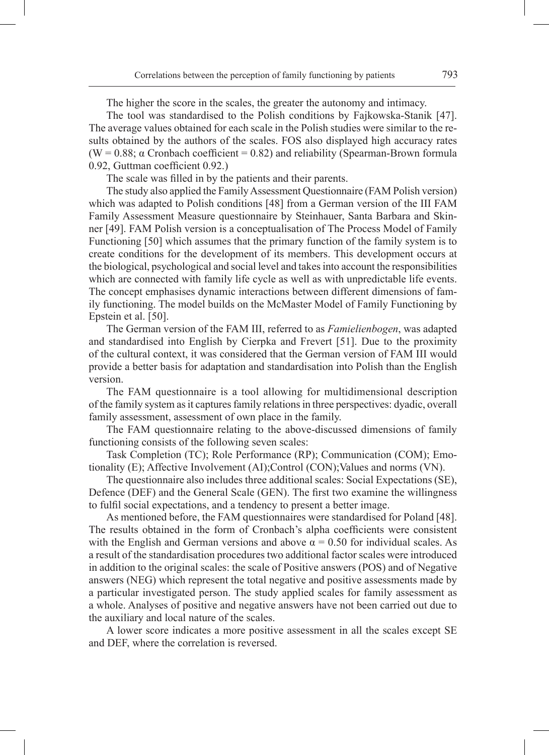The higher the score in the scales, the greater the autonomy and intimacy.

The tool was standardised to the Polish conditions by Fajkowska-Stanik [47]. The average values obtained for each scale in the Polish studies were similar to the results obtained by the authors of the scales. FOS also displayed high accuracy rates (W = 0.88; α Cronbach coefficient = 0.82) and reliability (Spearman-Brown formula 0.92, Guttman coefficient 0.92.)

The scale was filled in by the patients and their parents.

The study also applied the Family Assessment Questionnaire (FAM Polish version) which was adapted to Polish conditions [48] from a German version of the III FAM Family Assessment Measure questionnaire by Steinhauer, Santa Barbara and Skinner [49]. FAM Polish version is a conceptualisation of The Process Model of Family Functioning [50] which assumes that the primary function of the family system is to create conditions for the development of its members. This development occurs at the biological, psychological and social level and takes into account the responsibilities which are connected with family life cycle as well as with unpredictable life events. The concept emphasises dynamic interactions between different dimensions of family functioning. The model builds on the McMaster Model of Family Functioning by Epstein et al. [50].

The German version of the FAM III, referred to as *Famielienbogen*, was adapted and standardised into English by Cierpka and Frevert [51]. Due to the proximity of the cultural context, it was considered that the German version of FAM III would provide a better basis for adaptation and standardisation into Polish than the English version.

The FAM questionnaire is a tool allowing for multidimensional description of the family system as it captures family relations in three perspectives: dyadic, overall family assessment, assessment of own place in the family.

The FAM questionnaire relating to the above-discussed dimensions of family functioning consists of the following seven scales:

Task Completion (TC); Role Performance (RP); Communication (COM); Emotionality (E); Affective Involvement (AI);Control (CON);Values and norms (VN).

The questionnaire also includes three additional scales: Social Expectations (SE), Defence (DEF) and the General Scale (GEN). The first two examine the willingness to fulfil social expectations, and a tendency to present a better image.

As mentioned before, the FAM questionnaires were standardised for Poland [48]. The results obtained in the form of Cronbach's alpha coefficients were consistent with the English and German versions and above $\alpha = 0.50$ for individual scales. As a result of the standardisation procedures two additional factor scales were introduced in addition to the original scales: the scale of Positive answers (POS) and of Negative answers (NEG) which represent the total negative and positive assessments made by a particular investigated person. The study applied scales for family assessment as a whole. Analyses of positive and negative answers have not been carried out due to the auxiliary and local nature of the scales.

A lower score indicates a more positive assessment in all the scales except SE and DEF, where the correlation is reversed.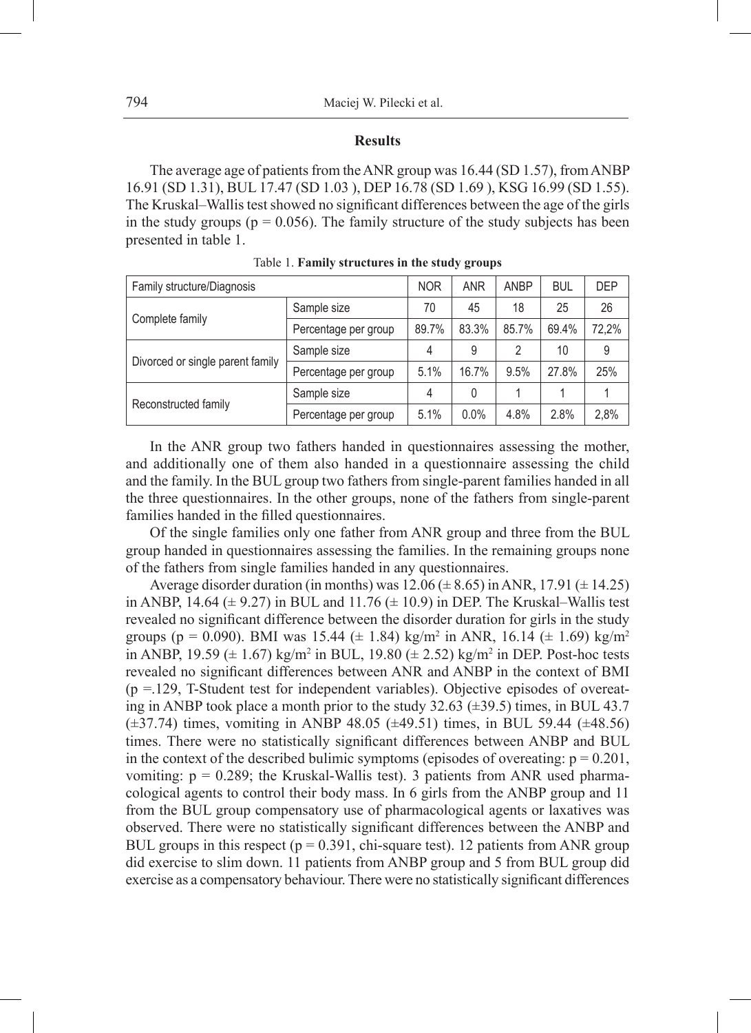## Results

The average age of patients from the ANR group was 16.44 (SD 1.57), from ANBP 16.91 (SD 1.31), BUL 17.47 (SD 1.03 ), DEP 16.78 (SD 1.69 ), KSG 16.99 (SD 1.55). The Kruskal–Wallis test showed no significant differences between the age of the girls in the study groups ($p = 0.056$). The family structure of the study subjects has been presented in table 1.

Table 1. **Family structures in the study groups**

| Family structure/Diagnosis | | NOR | ANR | ANBP | BUL | DEP |
|---|---|---|---|---|---|---|
| Complete family | Sample size | 70 | 45 | 18 | 25 | 26 |
| | Percentage per group | 89.7% | 83.3% | 85.7% | 69.4% | 72,2% |
| Divorced or single parent family | Sample size | 4 | 9 | 2 | 10 | 9 |
| | Percentage per group | 5.1% | 16.7% | 9.5% | 27.8% | 25% |
| Reconstructed family | Sample size | 4 | 0 | 1 | 1 | 1 |
| | Percentage per group | 5.1% | 0.0% | 4.8% | 2.8% | 2,8% |

In the ANR group two fathers handed in questionnaires assessing the mother, and additionally one of them also handed in a questionnaire assessing the child and the family. In the BUL group two fathers from single-parent families handed in all the three questionnaires. In the other groups, none of the fathers from single-parent families handed in the filled questionnaires.

Of the single families only one father from ANR group and three from the BUL group handed in questionnaires assessing the families. In the remaining groups none of the fathers from single families handed in any questionnaires.

Average disorder duration (in months) was 12.06 (± 8.65) in ANR, 17.91 (± 14.25) in ANBP, 14.64 (± 9.27) in BUL and 11.76 (± 10.9) in DEP. The Kruskal–Wallis test revealed no significant difference between the disorder duration for girls in the study groups ($p = 0.090$). BMI was 15.44 (± 1.84) kg/m$^2$ in ANR, 16.14 (± 1.69) kg/m$^2$ in ANBP, 19.59 (± 1.67) kg/m$^2$ in BUL, 19.80 (± 2.52) kg/m$^2$ in DEP. Post-hoc tests revealed no significant differences between ANR and ANBP in the context of BMI ($p = .129$, T-Student test for independent variables). Objective episodes of overeating in ANBP took place a month prior to the study 32.63 (±39.5) times, in BUL 43.7 (±37.74) times, vomiting in ANBP 48.05 (±49.51) times, in BUL 59.44 (±48.56) times. There were no statistically significant differences between ANBP and BUL in the context of the described bulimic symptoms (episodes of overeating: $p = 0.201$, vomiting: $p = 0.289$; the Kruskal-Wallis test). 3 patients from ANR used pharmacological agents to control their body mass. In 6 girls from the ANBP group and 11 from the BUL group compensatory use of pharmacological agents or laxatives was observed. There were no statistically significant differences between the ANBP and BUL groups in this respect ($p = 0.391$, chi-square test). 12 patients from ANR group did exercise to slim down. 11 patients from ANBP group and 5 from BUL group did exercise as a compensatory behaviour. There were no statistically significant differences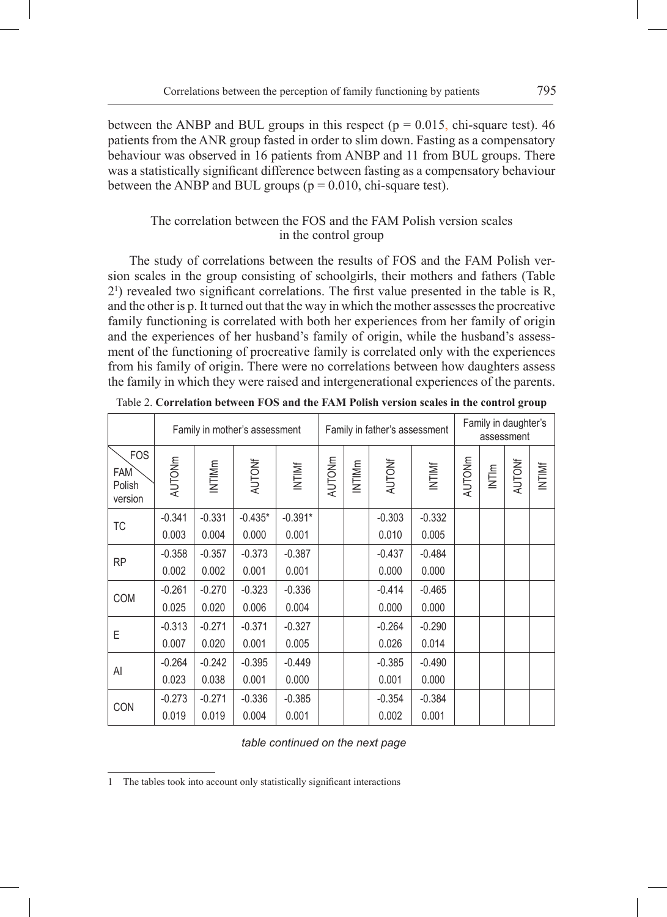between the ANBP and BUL groups in this respect (p = 0.015, chi-square test). 46 patients from the ANR group fasted in order to slim down. Fasting as a compensatory behaviour was observed in 16 patients from ANBP and 11 from BUL groups. There was a statistically significant difference between fasting as a compensatory behaviour between the ANBP and BUL groups (p = 0.010, chi-square test).

### The correlation between the FOS and the FAM Polish version scales in the control group

The study of correlations between the results of FOS and the FAM Polish version scales in the group consisting of schoolgirls, their mothers and fathers (Table 2[1]) revealed two significant correlations. The first value presented in the table is R, and the other is p. It turned out that the way in which the mother assesses the procreative family functioning is correlated with both her experiences from her family of origin and the experiences of her husband's family of origin, while the husband's assessment of the functioning of procreative family is correlated only with the experiences from his family of origin. There were no correlations between how daughters assess the family in which they were raised and intergenerational experiences of the parents.

Table 2. **Correlation between FOS and the FAM Polish version scales in the control group**

| | Family in mother's assessment | | | | Family in father's assessment | | | | Family in daughter's assessment | | | |
|---|---|---|---|---|---|---|---|---|---|---|---|---|
| FOS / FAM Polish version | AUTONm | INTIMm | AUTONf | INTIMf | AUTONm | INTIMm | AUTONf | INTIMf | AUTONm | INTIm | AUTONf | INTIMf |
| TC | -0.341<br>0.003 | -0.331<br>0.004 | -0.435*<br>0.000 | -0.391*<br>0.001 | | | -0.303<br>0.010 | -0.332<br>0.005 | | | | |
| RP | -0.358<br>0.002 | -0.357<br>0.002 | -0.373<br>0.001 | -0.387<br>0.001 | | | -0.437<br>0.000 | -0.484<br>0.000 | | | | |
| COM | -0.261<br>0.025 | -0.270<br>0.020 | -0.323<br>0.006 | -0.336<br>0.004 | | | -0.414<br>0.000 | -0.465<br>0.000 | | | | |
| E | -0.313<br>0.007 | -0.271<br>0.020 | -0.371<br>0.001 | -0.327<br>0.005 | | | -0.264<br>0.026 | -0.290<br>0.014 | | | | |
| AI | -0.264<br>0.023 | -0.242<br>0.038 | -0.395<br>0.001 | -0.449<br>0.000 | | | -0.385<br>0.001 | -0.490<br>0.000 | | | | |
| CON | -0.273<br>0.019 | -0.271<br>0.019 | -0.336<br>0.004 | -0.385<br>0.001 | | | -0.354<br>0.002 | -0.384<br>0.001 | | | | |

*table continued on the next page*

[1] The tables took into account only statistically significant interactions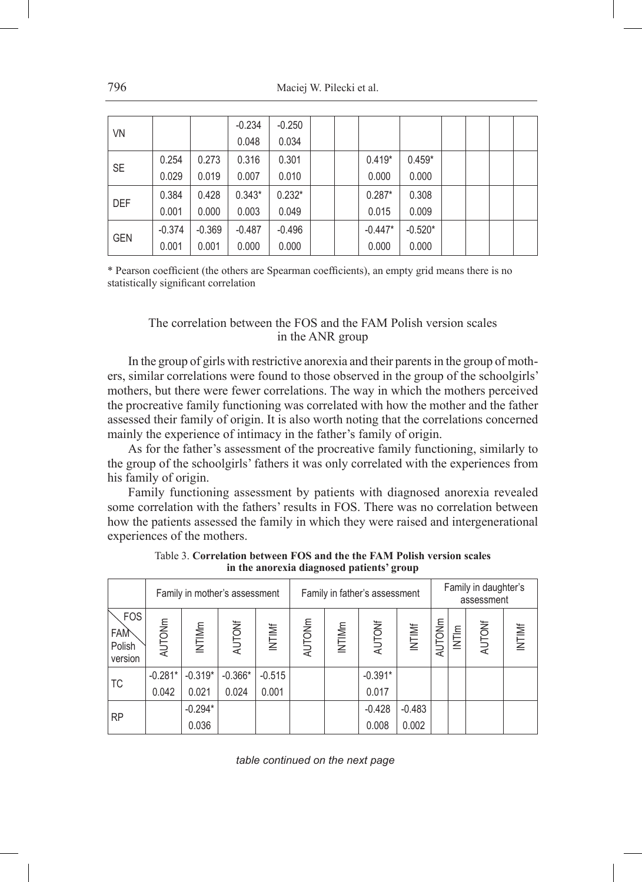| | | | | | | | | | | | | |
|---|---|---|---|---|---|---|---|---|---|---|---|---|
| VN | | | -0.234 | -0.250 | | | | | | | | |
| | | | 0.048 | 0.034 | | | | | | | | |
| SE | 0.254 | 0.273 | 0.316 | 0.301 | | | 0.419* | 0.459* | | | | |
| | 0.029 | 0.019 | 0.007 | 0.010 | | | 0.000 | 0.000 | | | | |
| DEF | 0.384 | 0.428 | 0.343* | 0.232* | | | 0.287* | 0.308 | | | | |
| | 0.001 | 0.000 | 0.003 | 0.049 | | | 0.015 | 0.009 | | | | |
| GEN | -0.374 | -0.369 | -0.487 | -0.496 | | | -0.447* | -0.520* | | | | |
| | 0.001 | 0.001 | 0.000 | 0.000 | | | 0.000 | 0.000 | | | | |

\* Pearson coefficient (the others are Spearman coefficients), an empty grid means there is no statistically significant correlation

### The correlation between the FOS and the FAM Polish version scales in the ANR group

In the group of girls with restrictive anorexia and their parents in the group of mothers, similar correlations were found to those observed in the group of the schoolgirls' mothers, but there were fewer correlations. The way in which the mothers perceived the procreative family functioning was correlated with how the mother and the father assessed their family of origin. It is also worth noting that the correlations concerned mainly the experience of intimacy in the father's family of origin.

As for the father's assessment of the procreative family functioning, similarly to the group of the schoolgirls' fathers it was only correlated with the experiences from his family of origin.

Family functioning assessment by patients with diagnosed anorexia revealed some correlation with the fathers' results in FOS. There was no correlation between how the patients assessed the family in which they were raised and intergenerational experiences of the mothers.

Table 3. **Correlation between FOS and the the FAM Polish version scales in the anorexia diagnosed patients' group**

| | Family in mother's assessment | | | | Family in father's assessment | | | | Family in daughter's assessment | | | |
|---|---|---|---|---|---|---|---|---|---|---|---|---|
| FOS / FAM Polish version | AUTONm | INTIMm | AUTONf | INTIMf | AUTONm | INTIMm | AUTONf | INTIMf | AUTONm | INTIm | AUTONf | INTIMf |
| TC | -0.281* | -0.319* | -0.366* | -0.515 | | | -0.391* | | | | | |
| | 0.042 | 0.021 | 0.024 | 0.001 | | | 0.017 | | | | | |
| RP | | -0.294* | | | | | -0.428 | -0.483 | | | | |
| | | 0.036 | | | | | 0.008 | 0.002 | | | | |

*table continued on the next page*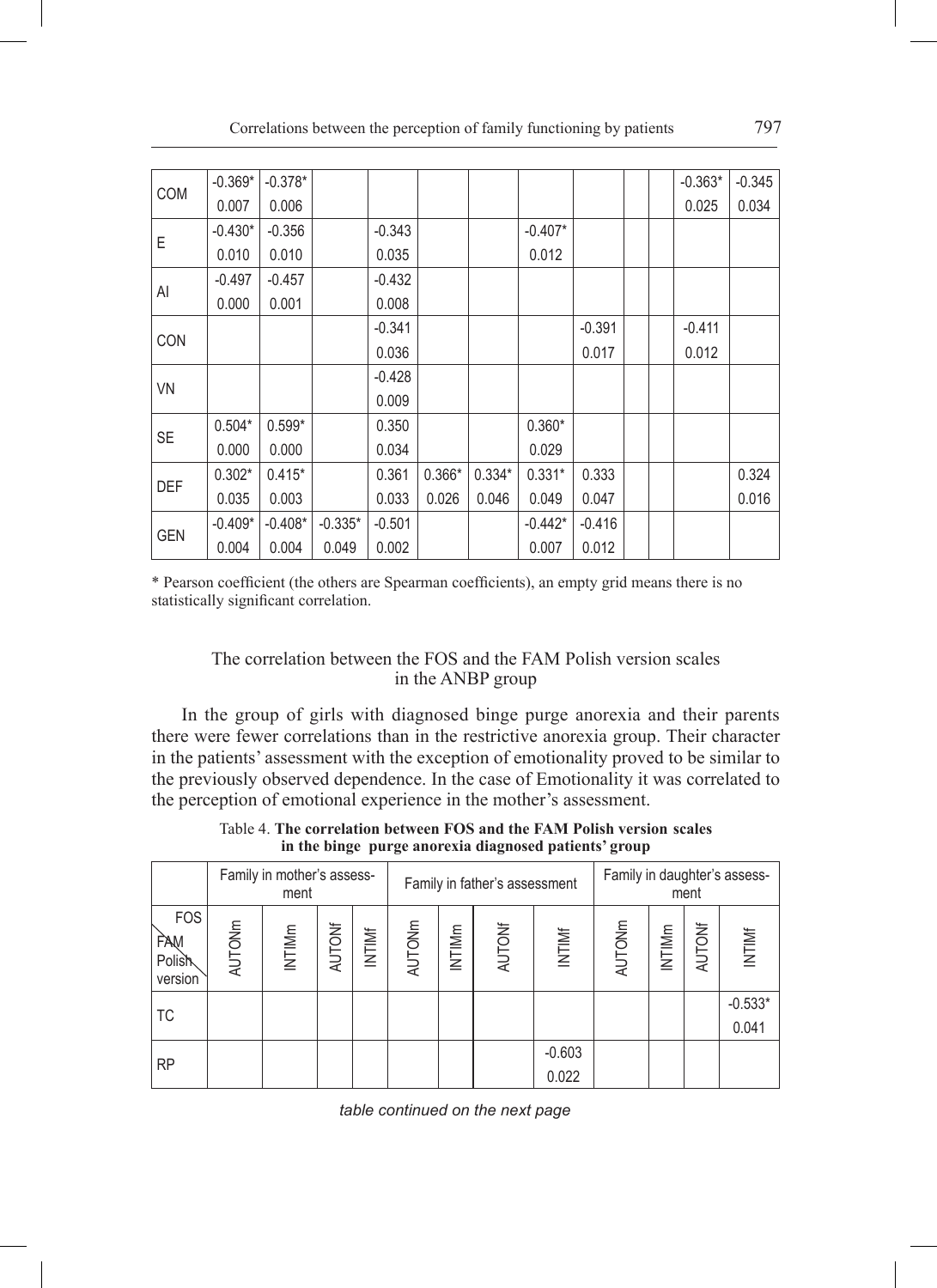| | | | | | | | | | | | | |
|---|---|---|---|---|---|---|---|---|---|---|---|---|
| COM | -0.369* | -0.378* | | | | | | | | | -0.363* | -0.345 |
| | 0.007 | 0.006 | | | | | | | | | 0.025 | 0.034 |
| E | -0.430* | -0.356 | | -0.343 | | | -0.407* | | | | | |
| | 0.010 | 0.010 | | 0.035 | | | 0.012 | | | | | |
| AI | -0.497 | -0.457 | | -0.432 | | | | | | | | |
| | 0.000 | 0.001 | | 0.008 | | | | | | | | |
| CON | | | | -0.341 | | | | -0.391 | | | -0.411 | |
| | | | | 0.036 | | | | 0.017 | | | 0.012 | |
| VN | | | | -0.428 | | | | | | | | |
| | | | | 0.009 | | | | | | | | |
| SE | 0.504* | 0.599* | | 0.350 | | | 0.360* | | | | | |
| | 0.000 | 0.000 | | 0.034 | | | 0.029 | | | | | |
| DEF | 0.302* | 0.415* | | 0.361 | 0.366* | 0.334* | 0.331* | 0.333 | | | | 0.324 |
| | 0.035 | 0.003 | | 0.033 | 0.026 | 0.046 | 0.049 | 0.047 | | | | 0.016 |
| GEN | -0.409* | -0.408* | -0.335* | -0.501 | | | -0.442* | -0.416 | | | | |
| | 0.004 | 0.004 | 0.049 | 0.002 | | | 0.007 | 0.012 | | | | |

\* Pearson coefficient (the others are Spearman coefficients), an empty grid means there is no statistically significant correlation.

### The correlation between the FOS and the FAM Polish version scales in the ANBP group

In the group of girls with diagnosed binge purge anorexia and their parents there were fewer correlations than in the restrictive anorexia group. Their character in the patients' assessment with the exception of emotionality proved to be similar to the previously observed dependence. In the case of Emotionality it was correlated to the perception of emotional experience in the mother's assessment.

Table 4. **The correlation between FOS and the FAM Polish version scales in the binge purge anorexia diagnosed patients' group**

| | Family in mother's assessment | | | | Family in father's assessment | | | | Family in daughter's assessment | | | |
|---|---|---|---|---|---|---|---|---|---|---|---|---|
| FOS / FAM Polish version | AUTONm | INTIMm | AUTONf | INTIMf | AUTONm | INTIMm | AUTONf | INTIMf | AUTONm | INTIMm | AUTONf | INTIMf |
| TC | | | | | | | | | | | | -0.533* |
| | | | | | | | | | | | | 0.041 |
| RP | | | | | | | | -0.603 | | | | |
| | | | | | | | | 0.022 | | | | |

*table continued on the next page*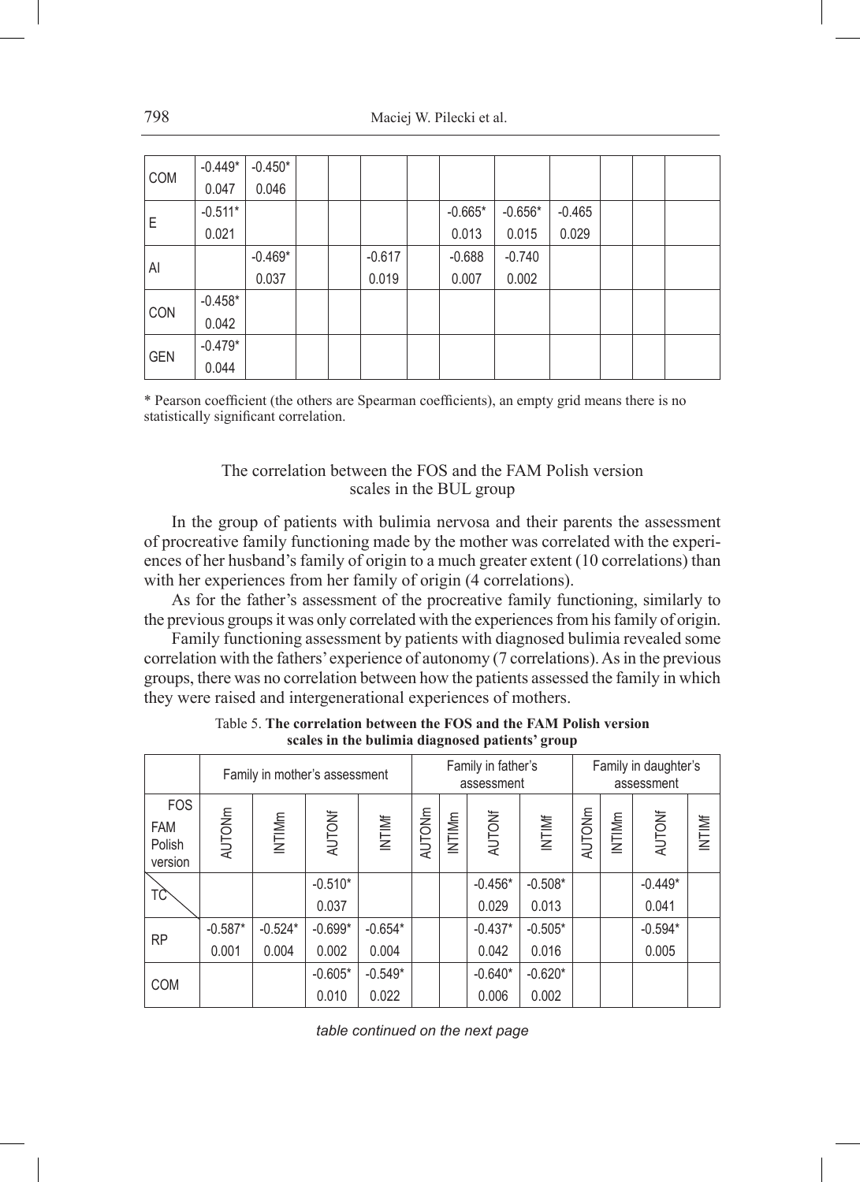| | | | | | | | | | | | | |
|---|---|---|---|---|---|---|---|---|---|---|---|---|
| COM | -0.449* | -0.450* | | | | | | | | | | |
| | 0.047 | 0.046 | | | | | | | | | | |
| E | -0.511* | | | | | | -0.665* | -0.656* | -0.465 | | | |
| | 0.021 | | | | | | 0.013 | 0.015 | 0.029 | | | |
| AI | | -0.469* | | | -0.617 | | -0.688 | -0.740 | | | | |
| | | 0.037 | | | 0.019 | | 0.007 | 0.002 | | | | |
| CON | -0.458* | | | | | | | | | | | |
| | 0.042 | | | | | | | | | | | |
| GEN | -0.479* | | | | | | | | | | | |
| | 0.044 | | | | | | | | | | | |

\* Pearson coefficient (the others are Spearman coefficients), an empty grid means there is no statistically significant correlation.

### The correlation between the FOS and the FAM Polish version scales in the BUL group

In the group of patients with bulimia nervosa and their parents the assessment of procreative family functioning made by the mother was correlated with the experiences of her husband's family of origin to a much greater extent (10 correlations) than with her experiences from her family of origin (4 correlations).

As for the father's assessment of the procreative family functioning, similarly to the previous groups it was only correlated with the experiences from his family of origin.

Family functioning assessment by patients with diagnosed bulimia revealed some correlation with the fathers' experience of autonomy (7 correlations). As in the previous groups, there was no correlation between how the patients assessed the family in which they were raised and intergenerational experiences of mothers.

Table 5. **The correlation between the FOS and the FAM Polish version scales in the bulimia diagnosed patients' group**

| | Family in mother's assessment | | | | Family in father's assessment | | | | Family in daughter's assessment | | | |
|---|---|---|---|---|---|---|---|---|---|---|---|---|
| FOS / FAM Polish version | AUTONm | INTIMm | AUTONf | INTIMf | AUTONm | INTIMm | AUTONf | INTIMf | AUTONm | INTIMm | AUTONf | INTIMf |
| TC | | | -0.510* | | | | -0.456* | -0.508* | | | -0.449* | |
| | | | 0.037 | | | | 0.029 | 0.013 | | | 0.041 | |
| RP | -0.587* | -0.524* | -0.699* | -0.654* | | | -0.437* | -0.505* | | | -0.594* | |
| | 0.001 | 0.004 | 0.002 | 0.004 | | | 0.042 | 0.016 | | | 0.005 | |
| COM | | | -0.605* | -0.549* | | | -0.640* | -0.620* | | | | |
| | | | 0.010 | 0.022 | | | 0.006 | 0.002 | | | | |

*table continued on the next page*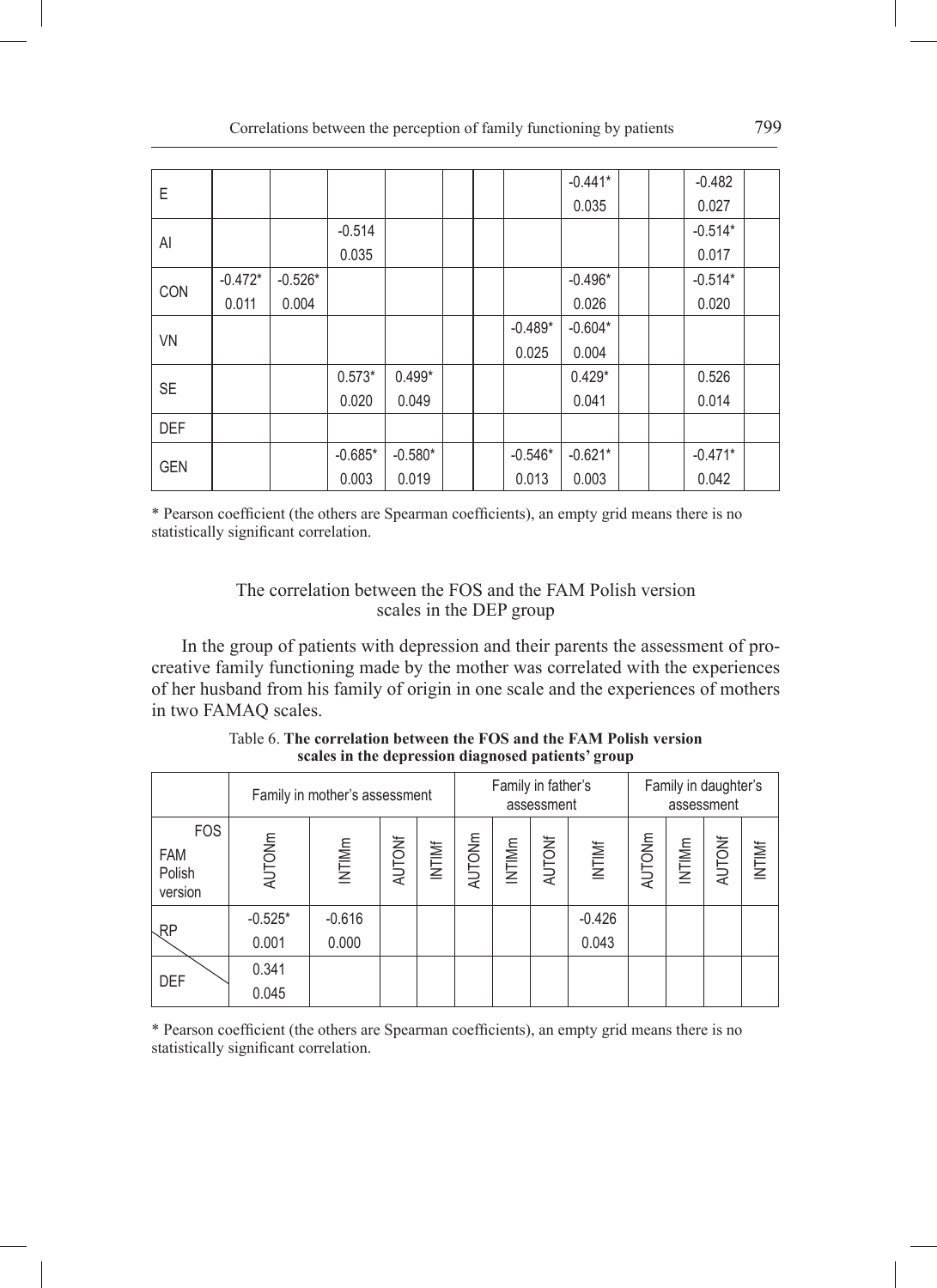| | | | | | | | | | | | | |
|---|---|---|---|---|---|---|---|---|---|---|---|---|
| E | | | | | | | | -0.441*<br>0.035 | | | -0.482<br>0.027 | |
| AI | | | -0.514<br>0.035 | | | | | | | | -0.514*<br>0.017 | |
| CON | -0.472*<br>0.011 | -0.526*<br>0.004 | | | | | | -0.496*<br>0.026 | | | -0.514*<br>0.020 | |
| VN | | | | | | | -0.489*<br>0.025 | -0.604*<br>0.004 | | | | |
| SE | | | 0.573*<br>0.020 | 0.499*<br>0.049 | | | | 0.429*<br>0.041 | | | 0.526<br>0.014 | |
| DEF | | | | | | | | | | | | |
| GEN | | | -0.685*<br>0.003 | -0.580*<br>0.019 | | | -0.546*<br>0.013 | -0.621*<br>0.003 | | | -0.471*<br>0.042 | |

* Pearson coefficient (the others are Spearman coefficients), an empty grid means there is no statistically significant correlation.

### The correlation between the FOS and the FAM Polish version scales in the DEP group

In the group of patients with depression and their parents the assessment of procreative family functioning made by the mother was correlated with the experiences of her husband from his family of origin in one scale and the experiences of mothers in two FAMAQ scales.

Table 6. **The correlation between the FOS and the FAM Polish version scales in the depression diagnosed patients' group**

| | Family in mother's assessment | | | | Family in father's assessment | | | | Family in daughter's assessment | | | |
|---|---|---|---|---|---|---|---|---|---|---|---|---|
| FOS / FAM Polish version | AUTONm | INTIMm | AUTONf | INTIMf | AUTONm | INTIMm | AUTONf | INTIMf | AUTONm | INTIMm | AUTONf | INTIMf |
| RP | -0.525*<br>0.001 | -0.616<br>0.000 | | | | | | -0.426<br>0.043 | | | | |
| DEF | 0.341<br>0.045 | | | | | | | | | | | |

* Pearson coefficient (the others are Spearman coefficients), an empty grid means there is no statistically significant correlation.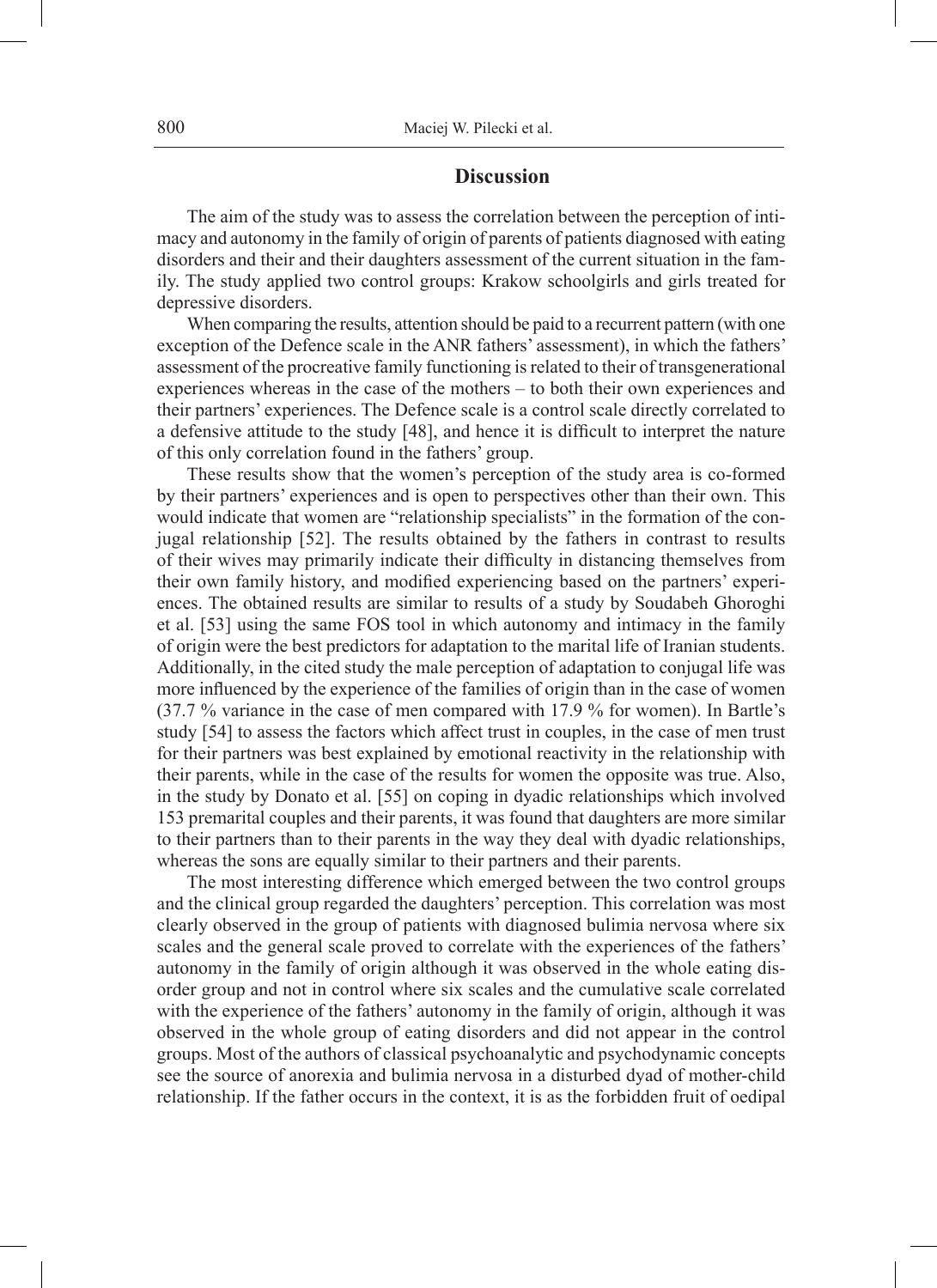## Discussion

The aim of the study was to assess the correlation between the perception of intimacy and autonomy in the family of origin of parents of patients diagnosed with eating disorders and their and their daughters assessment of the current situation in the family. The study applied two control groups: Krakow schoolgirls and girls treated for depressive disorders.

When comparing the results, attention should be paid to a recurrent pattern (with one exception of the Defence scale in the ANR fathers' assessment), in which the fathers' assessment of the procreative family functioning is related to their of transgenerational experiences whereas in the case of the mothers – to both their own experiences and their partners' experiences. The Defence scale is a control scale directly correlated to a defensive attitude to the study [48], and hence it is difficult to interpret the nature of this only correlation found in the fathers' group.

These results show that the women's perception of the study area is co-formed by their partners' experiences and is open to perspectives other than their own. This would indicate that women are "relationship specialists" in the formation of the conjugal relationship [52]. The results obtained by the fathers in contrast to results of their wives may primarily indicate their difficulty in distancing themselves from their own family history, and modified experiencing based on the partners' experiences. The obtained results are similar to results of a study by Soudabeh Ghoroghi et al. [53] using the same FOS tool in which autonomy and intimacy in the family of origin were the best predictors for adaptation to the marital life of Iranian students. Additionally, in the cited study the male perception of adaptation to conjugal life was more influenced by the experience of the families of origin than in the case of women (37.7 % variance in the case of men compared with 17.9 % for women). In Bartle's study [54] to assess the factors which affect trust in couples, in the case of men trust for their partners was best explained by emotional reactivity in the relationship with their parents, while in the case of the results for women the opposite was true. Also, in the study by Donato et al. [55] on coping in dyadic relationships which involved 153 premarital couples and their parents, it was found that daughters are more similar to their partners than to their parents in the way they deal with dyadic relationships, whereas the sons are equally similar to their partners and their parents.

The most interesting difference which emerged between the two control groups and the clinical group regarded the daughters' perception. This correlation was most clearly observed in the group of patients with diagnosed bulimia nervosa where six scales and the general scale proved to correlate with the experiences of the fathers' autonomy in the family of origin although it was observed in the whole eating disorder group and not in control where six scales and the cumulative scale correlated with the experience of the fathers' autonomy in the family of origin, although it was observed in the whole group of eating disorders and did not appear in the control groups. Most of the authors of classical psychoanalytic and psychodynamic concepts see the source of anorexia and bulimia nervosa in a disturbed dyad of mother-child relationship. If the father occurs in the context, it is as the forbidden fruit of oedipal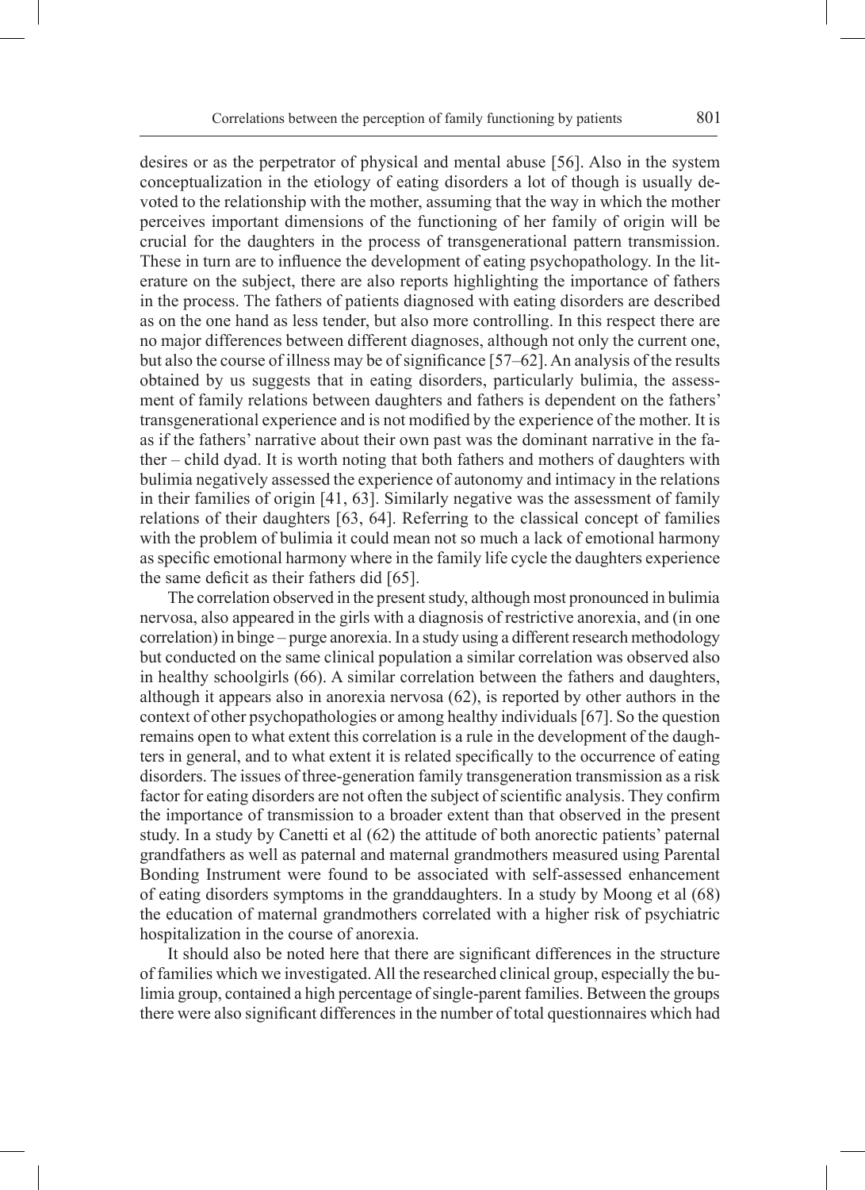desires or as the perpetrator of physical and mental abuse [56]. Also in the system conceptualization in the etiology of eating disorders a lot of though is usually devoted to the relationship with the mother, assuming that the way in which the mother perceives important dimensions of the functioning of her family of origin will be crucial for the daughters in the process of transgenerational pattern transmission. These in turn are to influence the development of eating psychopathology. In the literature on the subject, there are also reports highlighting the importance of fathers in the process. The fathers of patients diagnosed with eating disorders are described as on the one hand as less tender, but also more controlling. In this respect there are no major differences between different diagnoses, although not only the current one, but also the course of illness may be of significance [57–62]. An analysis of the results obtained by us suggests that in eating disorders, particularly bulimia, the assessment of family relations between daughters and fathers is dependent on the fathers' transgenerational experience and is not modified by the experience of the mother. It is as if the fathers' narrative about their own past was the dominant narrative in the father – child dyad. It is worth noting that both fathers and mothers of daughters with bulimia negatively assessed the experience of autonomy and intimacy in the relations in their families of origin [41, 63]. Similarly negative was the assessment of family relations of their daughters [63, 64]. Referring to the classical concept of families with the problem of bulimia it could mean not so much a lack of emotional harmony as specific emotional harmony where in the family life cycle the daughters experience the same deficit as their fathers did [65].

The correlation observed in the present study, although most pronounced in bulimia nervosa, also appeared in the girls with a diagnosis of restrictive anorexia, and (in one correlation) in binge – purge anorexia. In a study using a different research methodology but conducted on the same clinical population a similar correlation was observed also in healthy schoolgirls (66). A similar correlation between the fathers and daughters, although it appears also in anorexia nervosa (62), is reported by other authors in the context of other psychopathologies or among healthy individuals [67]. So the question remains open to what extent this correlation is a rule in the development of the daughters in general, and to what extent it is related specifically to the occurrence of eating disorders. The issues of three-generation family transgeneration transmission as a risk factor for eating disorders are not often the subject of scientific analysis. They confirm the importance of transmission to a broader extent than that observed in the present study. In a study by Canetti et al (62) the attitude of both anorectic patients' paternal grandfathers as well as paternal and maternal grandmothers measured using Parental Bonding Instrument were found to be associated with self-assessed enhancement of eating disorders symptoms in the granddaughters. In a study by Moong et al (68) the education of maternal grandmothers correlated with a higher risk of psychiatric hospitalization in the course of anorexia.

It should also be noted here that there are significant differences in the structure of families which we investigated. All the researched clinical group, especially the bulimia group, contained a high percentage of single-parent families. Between the groups there were also significant differences in the number of total questionnaires which had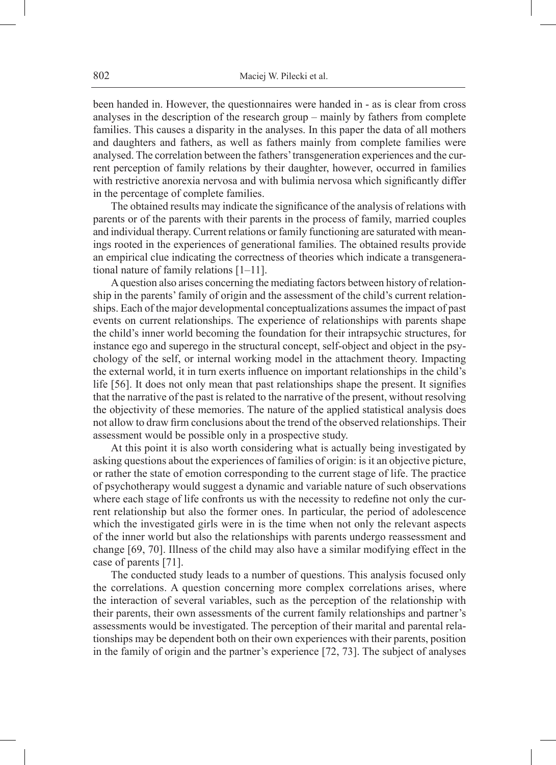been handed in. However, the questionnaires were handed in - as is clear from cross analyses in the description of the research group – mainly by fathers from complete families. This causes a disparity in the analyses. In this paper the data of all mothers and daughters and fathers, as well as fathers mainly from complete families were analysed. The correlation between the fathers' transgeneration experiences and the current perception of family relations by their daughter, however, occurred in families with restrictive anorexia nervosa and with bulimia nervosa which significantly differ in the percentage of complete families.

The obtained results may indicate the significance of the analysis of relations with parents or of the parents with their parents in the process of family, married couples and individual therapy. Current relations or family functioning are saturated with meanings rooted in the experiences of generational families. The obtained results provide an empirical clue indicating the correctness of theories which indicate a transgenerational nature of family relations [1–11].

A question also arises concerning the mediating factors between history of relationship in the parents' family of origin and the assessment of the child's current relationships. Each of the major developmental conceptualizations assumes the impact of past events on current relationships. The experience of relationships with parents shape the child's inner world becoming the foundation for their intrapsychic structures, for instance ego and superego in the structural concept, self-object and object in the psychology of the self, or internal working model in the attachment theory. Impacting the external world, it in turn exerts influence on important relationships in the child's life [56]. It does not only mean that past relationships shape the present. It signifies that the narrative of the past is related to the narrative of the present, without resolving the objectivity of these memories. The nature of the applied statistical analysis does not allow to draw firm conclusions about the trend of the observed relationships. Their assessment would be possible only in a prospective study.

At this point it is also worth considering what is actually being investigated by asking questions about the experiences of families of origin: is it an objective picture, or rather the state of emotion corresponding to the current stage of life. The practice of psychotherapy would suggest a dynamic and variable nature of such observations where each stage of life confronts us with the necessity to redefine not only the current relationship but also the former ones. In particular, the period of adolescence which the investigated girls were in is the time when not only the relevant aspects of the inner world but also the relationships with parents undergo reassessment and change [69, 70]. Illness of the child may also have a similar modifying effect in the case of parents [71].

The conducted study leads to a number of questions. This analysis focused only the correlations. A question concerning more complex correlations arises, where the interaction of several variables, such as the perception of the relationship with their parents, their own assessments of the current family relationships and partner's assessments would be investigated. The perception of their marital and parental relationships may be dependent both on their own experiences with their parents, position in the family of origin and the partner's experience [72, 73]. The subject of analyses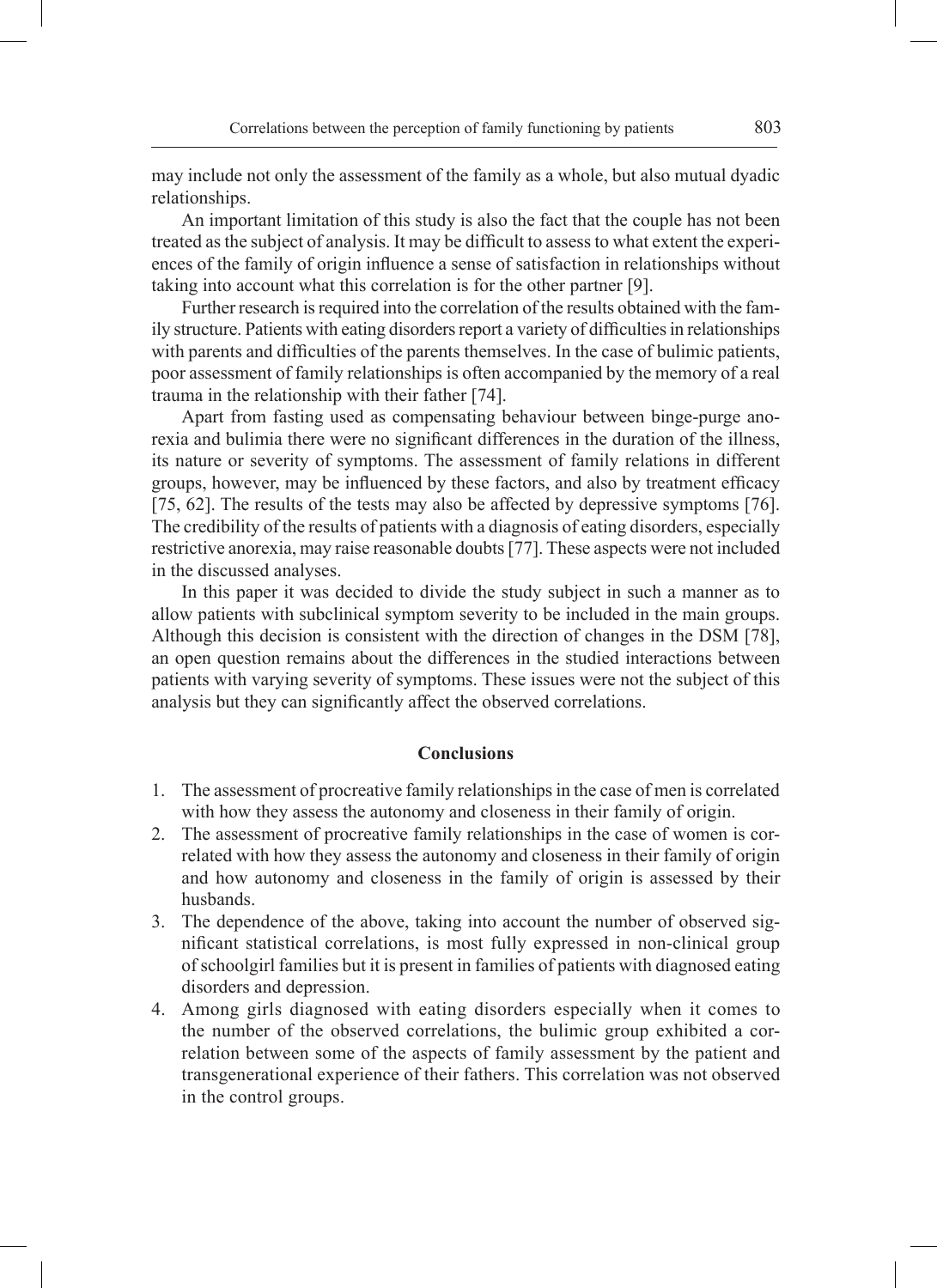may include not only the assessment of the family as a whole, but also mutual dyadic relationships.

An important limitation of this study is also the fact that the couple has not been treated as the subject of analysis. It may be difficult to assess to what extent the experiences of the family of origin influence a sense of satisfaction in relationships without taking into account what this correlation is for the other partner [9].

Further research is required into the correlation of the results obtained with the family structure. Patients with eating disorders report a variety of difficulties in relationships with parents and difficulties of the parents themselves. In the case of bulimic patients, poor assessment of family relationships is often accompanied by the memory of a real trauma in the relationship with their father [74].

Apart from fasting used as compensating behaviour between binge-purge anorexia and bulimia there were no significant differences in the duration of the illness, its nature or severity of symptoms. The assessment of family relations in different groups, however, may be influenced by these factors, and also by treatment efficacy [75, 62]. The results of the tests may also be affected by depressive symptoms [76]. The credibility of the results of patients with a diagnosis of eating disorders, especially restrictive anorexia, may raise reasonable doubts [77]. These aspects were not included in the discussed analyses.

In this paper it was decided to divide the study subject in such a manner as to allow patients with subclinical symptom severity to be included in the main groups. Although this decision is consistent with the direction of changes in the DSM [78], an open question remains about the differences in the studied interactions between patients with varying severity of symptoms. These issues were not the subject of this analysis but they can significantly affect the observed correlations.

## Conclusions

1. The assessment of procreative family relationships in the case of men is correlated with how they assess the autonomy and closeness in their family of origin.
2. The assessment of procreative family relationships in the case of women is correlated with how they assess the autonomy and closeness in their family of origin and how autonomy and closeness in the family of origin is assessed by their husbands.
3. The dependence of the above, taking into account the number of observed significant statistical correlations, is most fully expressed in non-clinical group of schoolgirl families but it is present in families of patients with diagnosed eating disorders and depression.
4. Among girls diagnosed with eating disorders especially when it comes to the number of the observed correlations, the bulimic group exhibited a correlation between some of the aspects of family assessment by the patient and transgenerational experience of their fathers. This correlation was not observed in the control groups.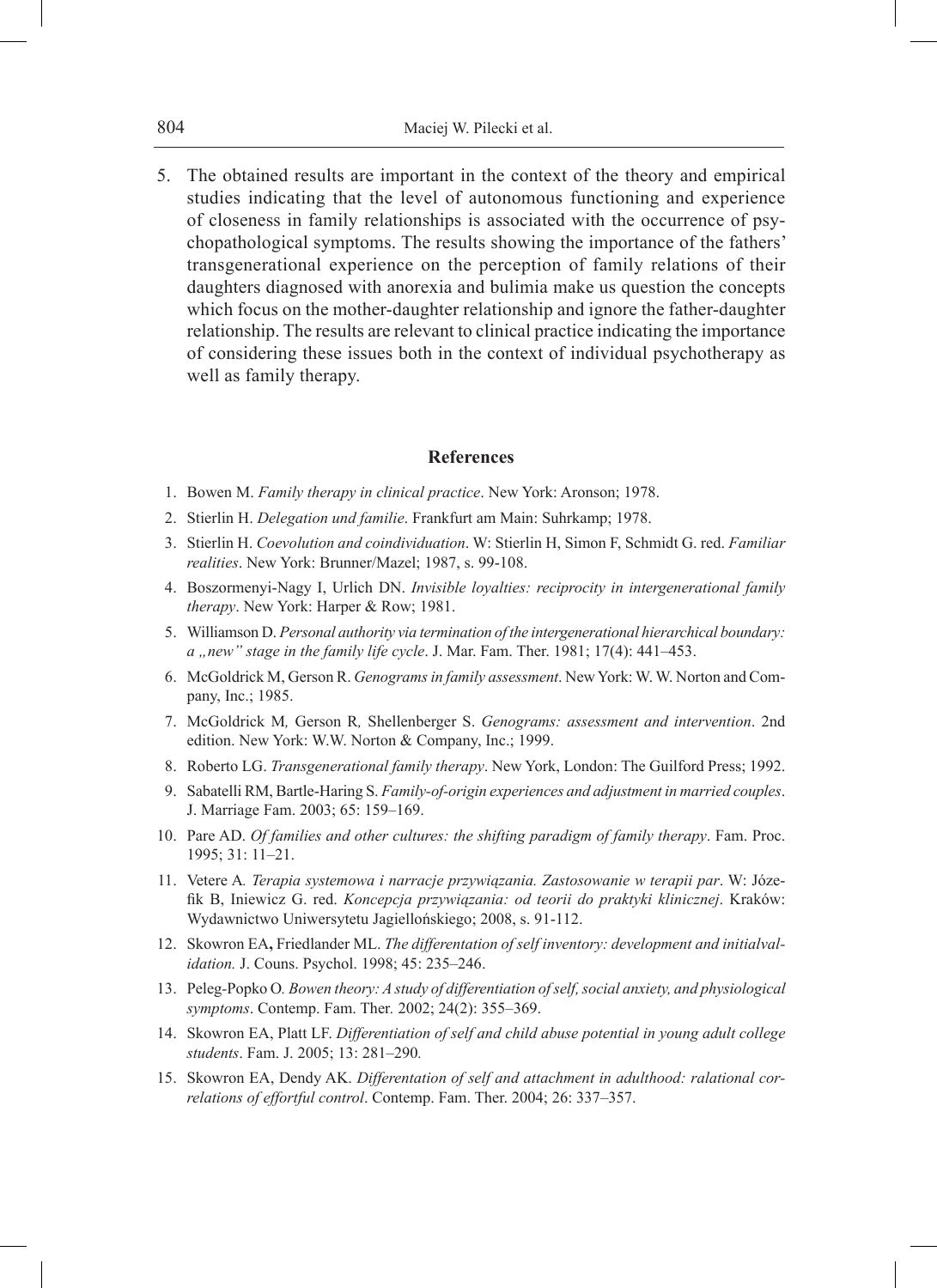5. The obtained results are important in the context of the theory and empirical studies indicating that the level of autonomous functioning and experience of closeness in family relationships is associated with the occurrence of psychopathological symptoms. The results showing the importance of the fathers' transgenerational experience on the perception of family relations of their daughters diagnosed with anorexia and bulimia make us question the concepts which focus on the mother-daughter relationship and ignore the father-daughter relationship. The results are relevant to clinical practice indicating the importance of considering these issues both in the context of individual psychotherapy as well as family therapy.

## References

1. Bowen M. *Family therapy in clinical practice*. New York: Aronson; 1978.
2. Stierlin H. *Delegation und familie*. Frankfurt am Main: Suhrkamp; 1978.
3. Stierlin H. *Coevolution and coindividuation*. W: Stierlin H, Simon F, Schmidt G. red. *Familiar realities*. New York: Brunner/Mazel; 1987, s. 99-108.
4. Boszormenyi-Nagy I, Urlich DN. *Invisible loyalties: reciprocity in intergenerational family therapy*. New York: Harper & Row; 1981.
5. Williamson D. *Personal authority via termination of the intergenerational hierarchical boundary: a „new" stage in the family life cycle*. J. Mar. Fam. Ther. 1981; 17(4): 441–453.
6. McGoldrick M, Gerson R. *Genograms in family assessment*. New York: W. W. Norton and Company, Inc.; 1985.
7. McGoldrick M, Gerson R, Shellenberger S. *Genograms: assessment and intervention*. 2nd edition. New York: W.W. Norton & Company, Inc.; 1999.
8. Roberto LG. *Transgenerational family therapy*. New York, London: The Guilford Press; 1992.
9. Sabatelli RM, Bartle-Haring S. *Family-of-origin experiences and adjustment in married couples*. J. Marriage Fam. 2003; 65: 159–169.
10. Pare AD. *Of families and other cultures: the shifting paradigm of family therapy*. Fam. Proc. 1995; 31: 11–21.
11. Vetere A. *Terapia systemowa i narracje przywiązania. Zastosowanie w terapii par*. W: Józefik B, Iniewicz G. red. *Koncepcja przywiązania: od teorii do praktyki klinicznej*. Kraków: Wydawnictwo Uniwersytetu Jagiellońskiego; 2008, s. 91-112.
12. Skowron EA**,** Friedlander ML. *The differentation of self inventory: development and initialvalidation.* J. Couns. Psychol. 1998; 45: 235–246.
13. Peleg-Popko O*. Bowen theory: A study of differentiation of self, social anxiety, and physiological symptoms*. Contemp. Fam. Ther*.* 2002; 24(2): 355–369.
14. Skowron EA, Platt LF. *Differentiation of self and child abuse potential in young adult college students*. Fam. J. 2005; 13: 281–290*.*
15. Skowron EA, Dendy AK. *Differentation of self and attachment in adulthood: ralational correlations of effortful control*. Contemp. Fam. Ther. 2004; 26: 337–357.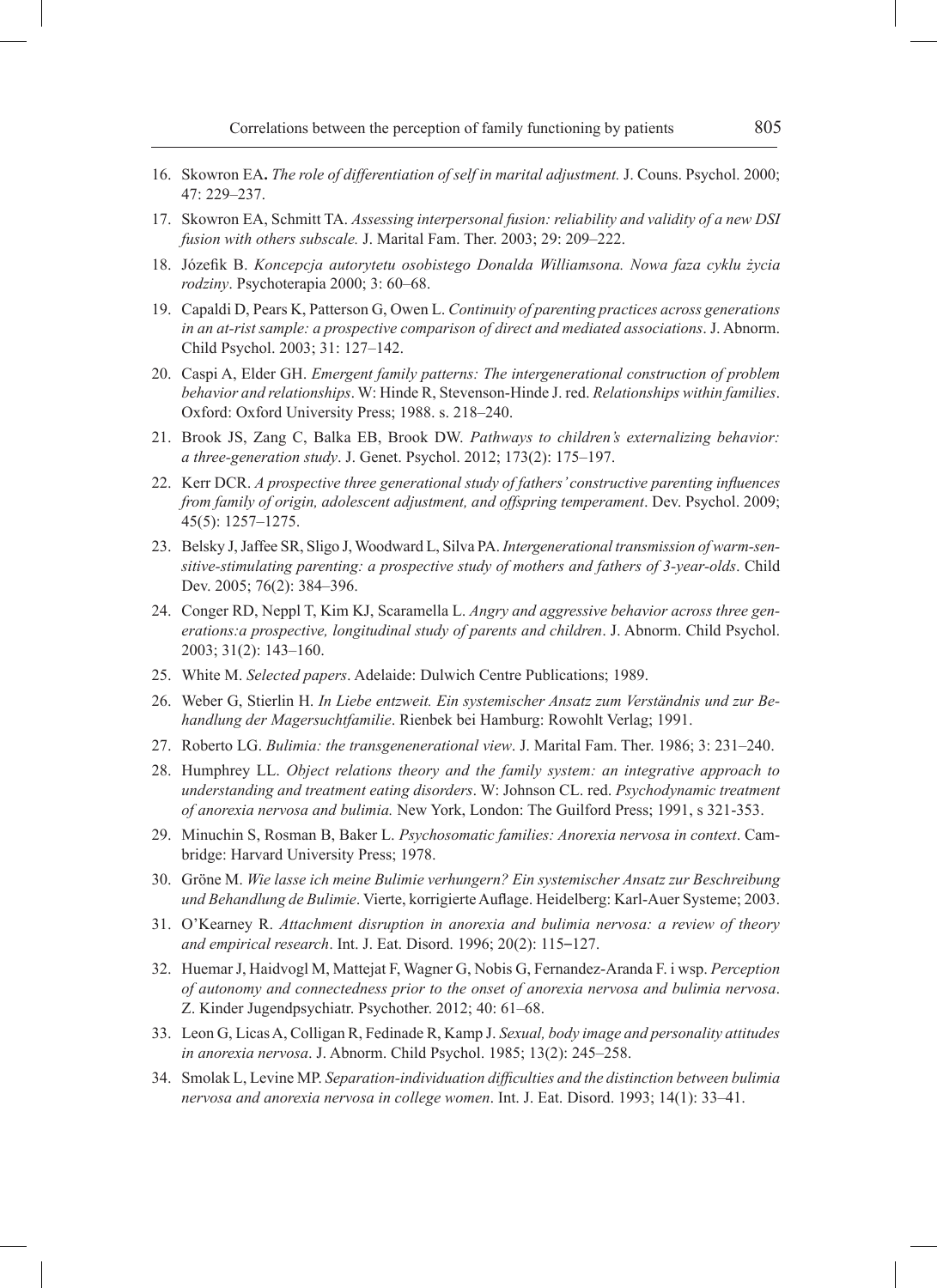16. Skowron EA. *The role of differentiation of self in marital adjustment.* J. Couns. Psychol. 2000; 47: 229–237.
17. Skowron EA, Schmitt TA. *Assessing interpersonal fusion: reliability and validity of a new DSI fusion with others subscale.* J. Marital Fam. Ther. 2003; 29: 209–222.
18. Józefik B. *Koncepcja autorytetu osobistego Donalda Williamsona. Nowa faza cyklu życia rodziny*. Psychoterapia 2000; 3: 60–68.
19. Capaldi D, Pears K, Patterson G, Owen L. *Continuity of parenting practices across generations in an at-rist sample: a prospective comparison of direct and mediated associations*. J. Abnorm. Child Psychol. 2003; 31: 127–142.
20. Caspi A, Elder GH. *Emergent family patterns: The intergenerational construction of problem behavior and relationships*. W: Hinde R, Stevenson-Hinde J. red. *Relationships within families*. Oxford: Oxford University Press; 1988. s. 218–240.
21. Brook JS, Zang C, Balka EB, Brook DW. *Pathways to children's externalizing behavior: a three-generation study*. J. Genet. Psychol. 2012; 173(2): 175–197.
22. Kerr DCR. *A prospective three generational study of fathers' constructive parenting influences from family of origin, adolescent adjustment, and offspring temperament*. Dev. Psychol. 2009; 45(5): 1257–1275.
23. Belsky J, Jaffee SR, Sligo J, Woodward L, Silva PA. *Intergenerational transmission of warm-sensitive-stimulating parenting: a prospective study of mothers and fathers of 3-year-olds*. Child Dev. 2005; 76(2): 384–396.
24. Conger RD, Neppl T, Kim KJ, Scaramella L. *Angry and aggressive behavior across three generations:a prospective, longitudinal study of parents and children*. J. Abnorm. Child Psychol. 2003; 31(2): 143–160.
25. White M. *Selected papers*. Adelaide: Dulwich Centre Publications; 1989.
26. Weber G, Stierlin H. *In Liebe entzweit. Ein systemischer Ansatz zum Verständnis und zur Behandlung der Magersuchtfamilie*. Rienbek bei Hamburg: Rowohlt Verlag; 1991.
27. Roberto LG. *Bulimia: the transgenenerational view*. J. Marital Fam. Ther. 1986; 3: 231–240.
28. Humphrey LL. *Object relations theory and the family system: an integrative approach to understanding and treatment eating disorders*. W: Johnson CL. red. *Psychodynamic treatment of anorexia nervosa and bulimia.* New York, London: The Guilford Press; 1991, s 321-353.
29. Minuchin S, Rosman B, Baker L. *Psychosomatic families: Anorexia nervosa in context*. Cambridge: Harvard University Press; 1978.
30. Gröne M. *Wie lasse ich meine Bulimie verhungern? Ein systemischer Ansatz zur Beschreibung und Behandlung de Bulimie*. Vierte, korrigierte Auflage. Heidelberg: Karl-Auer Systeme; 2003.
31. O'Kearney R. *Attachment disruption in anorexia and bulimia nervosa: a review of theory and empirical research*. Int. J. Eat. Disord. 1996; 20(2): 115–127.
32. Huemar J, Haidvogl M, Mattejat F, Wagner G, Nobis G, Fernandez-Aranda F. i wsp. *Perception of autonomy and connectedness prior to the onset of anorexia nervosa and bulimia nervosa*. Z. Kinder Jugendpsychiatr. Psychother. 2012; 40: 61–68.
33. Leon G, Licas A, Colligan R, Fedinade R, Kamp J. *Sexual, body image and personality attitudes in anorexia nervosa*. J. Abnorm. Child Psychol. 1985; 13(2): 245–258.
34. Smolak L, Levine MP. *Separation-individuation difficulties and the distinction between bulimia nervosa and anorexia nervosa in college women*. Int. J. Eat. Disord. 1993; 14(1): 33–41.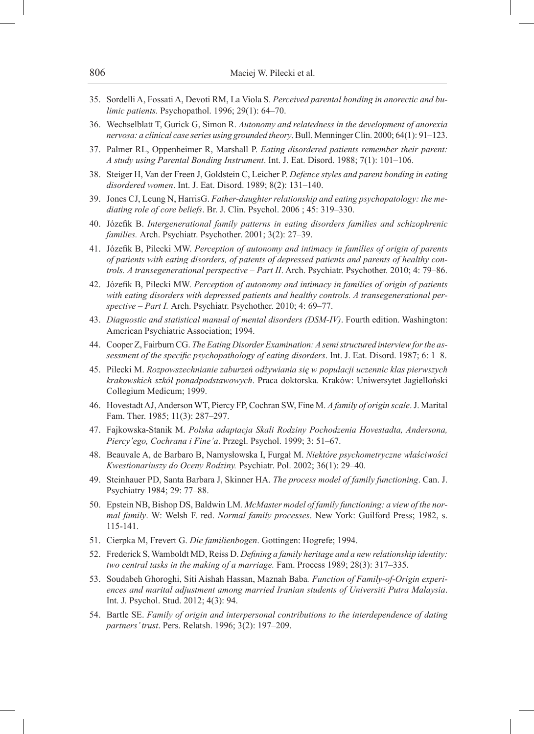35. Sordelli A, Fossati A, Devoti RM, La Viola S. *Perceived parental bonding in anorectic and bulimic patients.* Psychopathol. 1996; 29(1): 64–70.
36. Wechselblatt T, Gurick G, Simon R. *Autonomy and relatedness in the development of anorexia nervosa: a clinical case series using grounded theory*. Bull. Menninger Clin. 2000; 64(1): 91–123.
37. Palmer RL, Oppenheimer R, Marshall P. *Eating disordered patients remember their parent: A study using Parental Bonding Instrument*. Int. J. Eat. Disord. 1988; 7(1): 101–106.
38. Steiger H, Van der Freen J, Goldstein C, Leicher P. *Defence styles and parent bonding in eating disordered women*. Int. J. Eat. Disord. 1989; 8(2): 131–140.
39. Jones CJ, Leung N, HarrisG. *Father-daughter relationship and eating psychopatology: the mediating role of core beliefs*. Br. J. Clin. Psychol. 2006 ; 45: 319–330.
40. Józefik B. *Intergenerational family patterns in eating disorders families and schizophrenic families.* Arch. Psychiatr. Psychother. 2001; 3(2): 27–39.
41. Józefik B, Pilecki MW. *Perception of autonomy and intimacy in families of origin of parents of patients with eating disorders, of patents of depressed patients and parents of healthy controls. A transegenerational perspective – Part II*. Arch. Psychiatr. Psychother. 2010; 4: 79–86.
42. Józefik B, Pilecki MW. *Perception of autonomy and intimacy in families of origin of patients with eating disorders with depressed patients and healthy controls. A transegenerational perspective – Part I.* Arch. Psychiatr. Psychother. 2010; 4: 69–77.
43. *Diagnostic and statistical manual of mental disorders (DSM-IV)*. Fourth edition. Washington: American Psychiatric Association; 1994.
44. Cooper Z, Fairburn CG. *The Eating Disorder Examination: A semi structured interview for the assessment of the specific psychopathology of eating disorders*. Int. J. Eat. Disord. 1987; 6: 1–8.
45. Pilecki M. *Rozpowszechnianie zaburzeń odżywiania się w populacji uczennic klas pierwszych krakowskich szkół ponadpodstawowych*. Praca doktorska. Kraków: Uniwersytet Jagielloński Collegium Medicum; 1999.
46. Hovestadt AJ, Anderson WT, Piercy FP, Cochran SW, Fine M. *A family of origin scale*. J. Marital Fam. Ther. 1985; 11(3): 287–297.
47. Fajkowska-Stanik M. *Polska adaptacja Skali Rodziny Pochodzenia Hovestadta, Andersona, Piercy'ego, Cochrana i Fine'a*. Przegl. Psychol. 1999; 3: 51–67.
48. Beauvale A, de Barbaro B, Namysłowska I, Furgał M. *Niektóre psychometryczne właściwości Kwestionariuszy do Oceny Rodziny.* Psychiatr. Pol. 2002; 36(1): 29–40.
49. Steinhauer PD, Santa Barbara J, Skinner HA. *The process model of family functioning*. Can. J. Psychiatry 1984; 29: 77–88.
50. Epstein NB, Bishop DS, Baldwin LM*. McMaster model of family functioning: a view of the normal family*. W: Welsh F. red. *Normal family processes*. New York: Guilford Press; 1982, s. 115-141.
51. Cierpka M, Frevert G. *Die familienbogen*. Gottingen: Hogrefe; 1994.
52. Frederick S, Wamboldt MD, Reiss D. *Defining a family heritage and a new relationship identity: two central tasks in the making of a marriage.* Fam. Process 1989; 28(3): 317–335.
53. Soudabeh Ghoroghi, Siti Aishah Hassan, Maznah Baba*. Function of Family-of-Origin experiences and marital adjustment among married Iranian students of Universiti Putra Malaysia*. Int. J. Psychol. Stud. 2012; 4(3): 94.
54. Bartle SE. *Family of origin and interpersonal contributions to the interdependence of dating partners' trust*. Pers. Relatsh. 1996; 3(2): 197–209.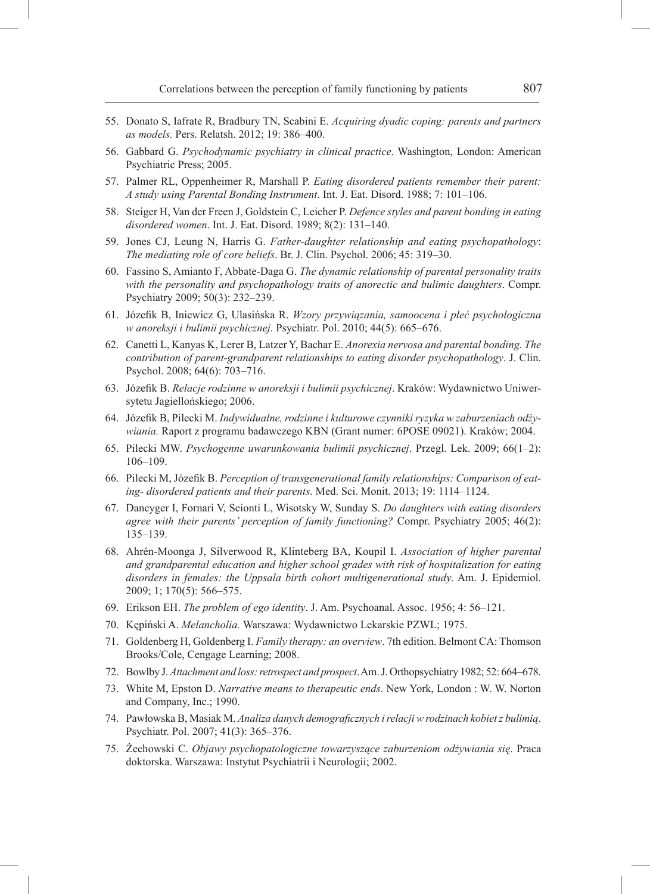55. Donato S, Iafrate R, Bradbury TN, Scabini E. *Acquiring dyadic coping: parents and partners as models.* Pers. Relatsh. 2012; 19: 386–400.
56. Gabbard G. *Psychodynamic psychiatry in clinical practice*. Washington, London: American Psychiatric Press; 2005.
57. Palmer RL, Oppenheimer R, Marshall P. *Eating disordered patients remember their parent: A study using Parental Bonding Instrument*. Int. J. Eat. Disord. 1988; 7: 101–106.
58. Steiger H, Van der Freen J, Goldstein C, Leicher P. *Defence styles and parent bonding in eating disordered women*. Int. J. Eat. Disord. 1989; 8(2): 131–140.
59. Jones CJ, Leung N, Harris G. *Father-daughter relationship and eating psychopathology*: *The mediating role of core beliefs*. Br. J. Clin. Psychol. 2006; 45: 319–30.
60. Fassino S, Amianto F, Abbate-Daga G. *The dynamic relationship of parental personality traits with the personality and psychopathology traits of anorectic and bulimic daughters*. Compr. Psychiatry 2009; 50(3): 232–239.
61. Józefik B, Iniewicz G, Ulasińska R. *Wzory przywiązania, samoocena i płeć psychologiczna w anoreksji i bulimii psychicznej.* Psychiatr. Pol. 2010; 44(5): 665–676.
62. Canetti L, Kanyas K, Lerer B, Latzer Y, Bachar E. *Anorexia nervosa and parental bonding. The contribution of parent-grandparent relationships to eating disorder psychopathology*. J. Clin. Psychol. 2008; 64(6): 703–716.
63. Józefik B. *Relacje rodzinne w anoreksji i bulimii psychicznej*. Kraków: Wydawnictwo Uniwersytetu Jagiellońskiego; 2006.
64. Józefik B, Pilecki M. *Indywidualne, rodzinne i kulturowe czynniki ryzyka w zaburzeniach odżywiania.* Raport z programu badawczego KBN (Grant numer: 6POSE 09021). Kraków; 2004.
65. Pilecki MW. *Psychogenne uwarunkowania bulimii psychicznej*. Przegl. Lek. 2009; 66(1–2): 106–109.
66. Pilecki M, Józefik B. *Perception of transgenerational family relationships: Comparison of eating- disordered patients and their parents*. Med. Sci. Monit. 2013; 19: 1114–1124.
67. Dancyger I, Fornari V, Scionti L, Wisotsky W, Sunday S. *Do daughters with eating disorders agree with their parents' perception of family functioning?* Compr. Psychiatry 2005; 46(2): 135–139.
68. Ahrén-Moonga J, Silverwood R, Klinteberg BA, Koupil I. *Association of higher parental and grandparental education and higher school grades with risk of hospitalization for eating disorders in females: the Uppsala birth cohort multigenerational study*. Am. J. Epidemiol. 2009; 1; 170(5): 566–575.
69. Erikson EH. *The problem of ego identity*. J. Am. Psychoanal. Assoc. 1956; 4: 56–121.
70. Kępiński A. *Melancholia.* Warszawa: Wydawnictwo Lekarskie PZWL; 1975.
71. Goldenberg H, Goldenberg I. *Family therapy: an overview*. 7th edition. Belmont CA: Thomson Brooks/Cole, Cengage Learning; 2008.
72. Bowlby J. *Attachment and loss: retrospect and prospect*. Am. J. Orthopsychiatry 1982; 52: 664–678.
73. White M, Epston D. *Narrative means to therapeutic ends*. New York, London : W. W. Norton and Company, Inc.; 1990.
74. Pawłowska B, Masiak M. *Analiza danych demograficznych i relacji w rodzinach kobiet z bulimią*. Psychiatr. Pol. 2007; 41(3): 365–376.
75. Żechowski C. *Objawy psychopatologiczne towarzyszące zaburzeniom odżywiania się*. Praca doktorska. Warszawa: Instytut Psychiatrii i Neurologii; 2002.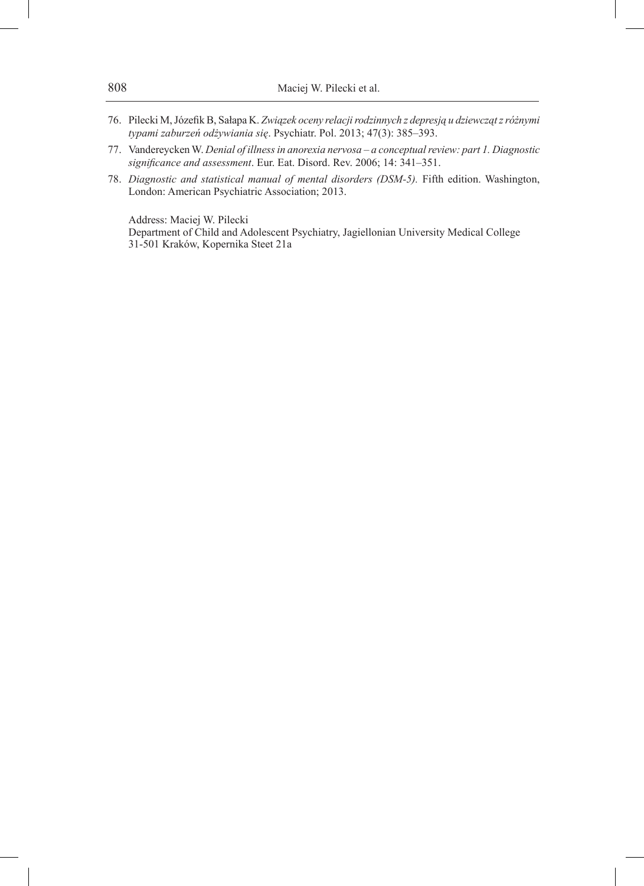76. Pilecki M, Józefik B, Sałapa K. *Związek oceny relacji rodzinnych z depresją u dziewcząt z różnymi typami zaburzeń odżywiania się*. Psychiatr. Pol. 2013; 47(3): 385–393.
77. Vandereycken W. *Denial of illness in anorexia nervosa – a conceptual review: part 1. Diagnostic significance and assessment*. Eur. Eat. Disord. Rev. 2006; 14: 341–351.
78. *Diagnostic and statistical manual of mental disorders (DSM-5).* Fifth edition. Washington, London: American Psychiatric Association; 2013.

Address: Maciej W. Pilecki
Department of Child and Adolescent Psychiatry, Jagiellonian University Medical College
31-501 Kraków, Kopernika Steet 21a